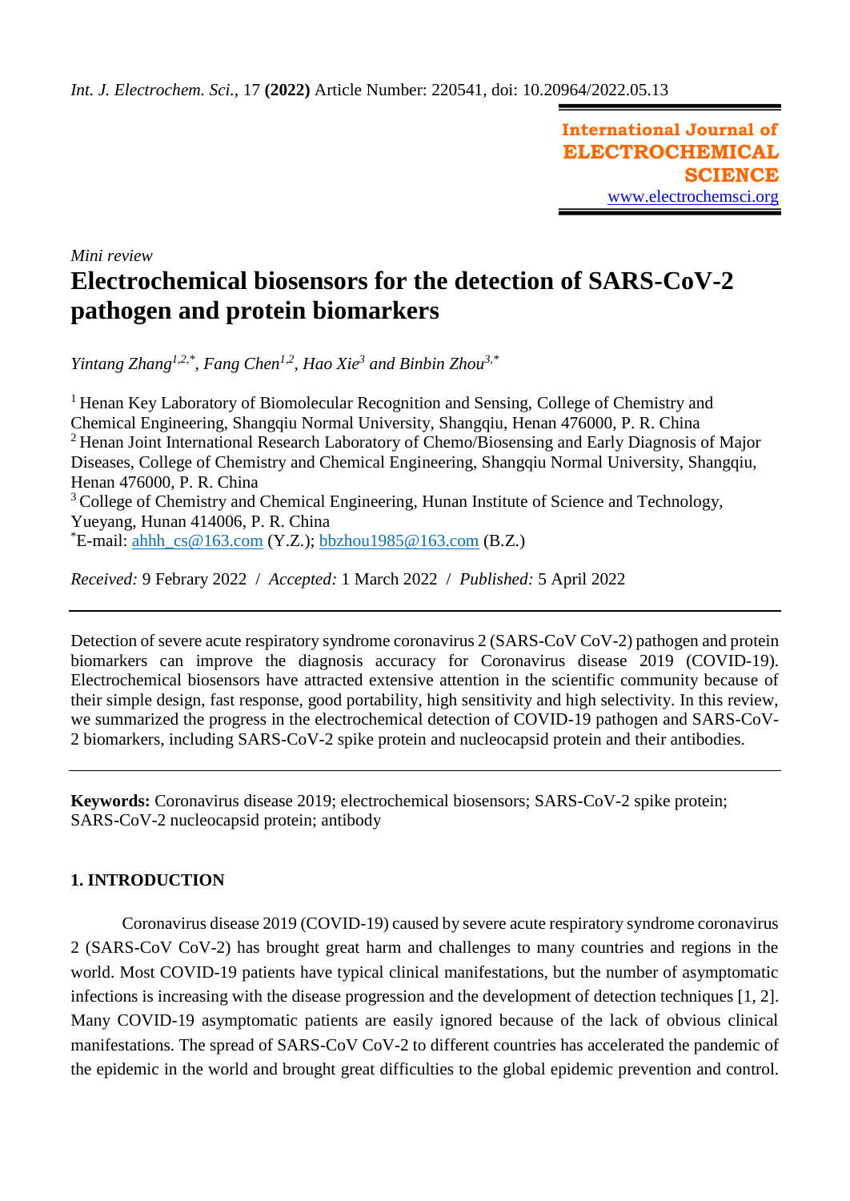*Int. J. Electrochem. Sci.*, 17 **(2022)** Article Number: 220541, doi: 10.20964/2022.05.13

**International Journal of ELECTROCHEMICAL SCIENCE**
www.electrochemsci.org

*Mini review*

# Electrochemical biosensors for the detection of SARS-CoV-2 pathogen and protein biomarkers

*Yintang Zhang[1,2,\*], Fang Chen[1,2], Hao Xie[3] and Binbin Zhou[3,\*]*

[1] Henan Key Laboratory of Biomolecular Recognition and Sensing, College of Chemistry and Chemical Engineering, Shangqiu Normal University, Shangqiu, Henan 476000, P. R. China
[2] Henan Joint International Research Laboratory of Chemo/Biosensing and Early Diagnosis of Major Diseases, College of Chemistry and Chemical Engineering, Shangqiu Normal University, Shangqiu, Henan 476000, P. R. China
[3] College of Chemistry and Chemical Engineering, Hunan Institute of Science and Technology, Yueyang, Hunan 414006, P. R. China
[\*]E-mail: ahhh_cs@163.com (Y.Z.); bbzhou1985@163.com (B.Z.)

*Received:* 9 Febrary 2022 / *Accepted:* 1 March 2022 / *Published:* 5 April 2022

---

Detection of severe acute respiratory syndrome coronavirus 2 (SARS-CoV CoV-2) pathogen and protein biomarkers can improve the diagnosis accuracy for Coronavirus disease 2019 (COVID-19). Electrochemical biosensors have attracted extensive attention in the scientific community because of their simple design, fast response, good portability, high sensitivity and high selectivity. In this review, we summarized the progress in the electrochemical detection of COVID-19 pathogen and SARS-CoV-2 biomarkers, including SARS-CoV-2 spike protein and nucleocapsid protein and their antibodies.

---

**Keywords:** Coronavirus disease 2019; electrochemical biosensors; SARS-CoV-2 spike protein; SARS-CoV-2 nucleocapsid protein; antibody

## 1. INTRODUCTION

Coronavirus disease 2019 (COVID-19) caused by severe acute respiratory syndrome coronavirus 2 (SARS-CoV CoV-2) has brought great harm and challenges to many countries and regions in the world. Most COVID-19 patients have typical clinical manifestations, but the number of asymptomatic infections is increasing with the disease progression and the development of detection techniques [1, 2]. Many COVID-19 asymptomatic patients are easily ignored because of the lack of obvious clinical manifestations. The spread of SARS-CoV CoV-2 to different countries has accelerated the pandemic of the epidemic in the world and brought great difficulties to the global epidemic prevention and control.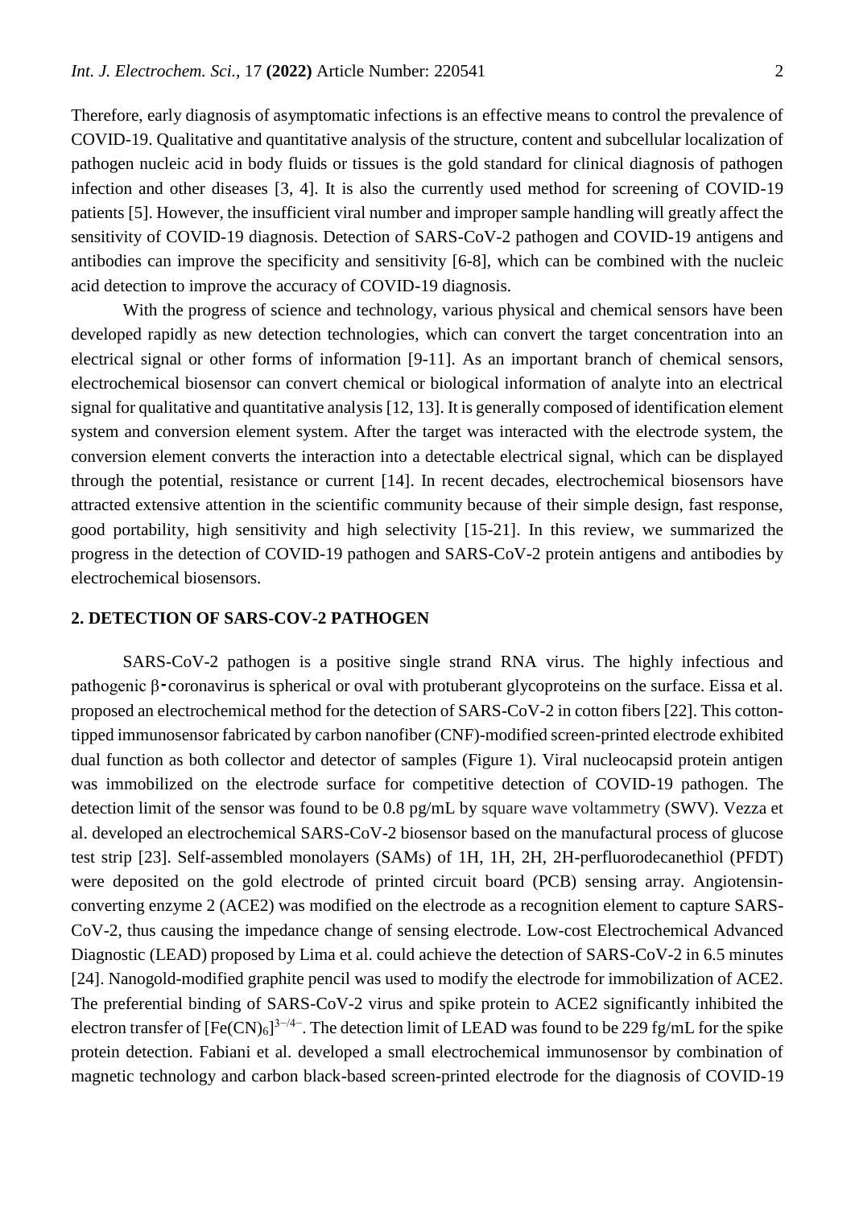Therefore, early diagnosis of asymptomatic infections is an effective means to control the prevalence of COVID-19. Qualitative and quantitative analysis of the structure, content and subcellular localization of pathogen nucleic acid in body fluids or tissues is the gold standard for clinical diagnosis of pathogen infection and other diseases [3, 4]. It is also the currently used method for screening of COVID-19 patients [5]. However, the insufficient viral number and improper sample handling will greatly affect the sensitivity of COVID-19 diagnosis. Detection of SARS-CoV-2 pathogen and COVID-19 antigens and antibodies can improve the specificity and sensitivity [6-8], which can be combined with the nucleic acid detection to improve the accuracy of COVID-19 diagnosis.

With the progress of science and technology, various physical and chemical sensors have been developed rapidly as new detection technologies, which can convert the target concentration into an electrical signal or other forms of information [9-11]. As an important branch of chemical sensors, electrochemical biosensor can convert chemical or biological information of analyte into an electrical signal for qualitative and quantitative analysis [12, 13]. It is generally composed of identification element system and conversion element system. After the target was interacted with the electrode system, the conversion element converts the interaction into a detectable electrical signal, which can be displayed through the potential, resistance or current [14]. In recent decades, electrochemical biosensors have attracted extensive attention in the scientific community because of their simple design, fast response, good portability, high sensitivity and high selectivity [15-21]. In this review, we summarized the progress in the detection of COVID-19 pathogen and SARS-CoV-2 protein antigens and antibodies by electrochemical biosensors.

## 2. DETECTION OF SARS-COV-2 PATHOGEN

SARS-CoV-2 pathogen is a positive single strand RNA virus. The highly infectious and pathogenic β-coronavirus is spherical or oval with protuberant glycoproteins on the surface. Eissa et al. proposed an electrochemical method for the detection of SARS-CoV-2 in cotton fibers [22]. This cotton-tipped immunosensor fabricated by carbon nanofiber (CNF)-modified screen-printed electrode exhibited dual function as both collector and detector of samples (Figure 1). Viral nucleocapsid protein antigen was immobilized on the electrode surface for competitive detection of COVID-19 pathogen. The detection limit of the sensor was found to be 0.8 pg/mL by square wave voltammetry (SWV). Vezza et al. developed an electrochemical SARS-CoV-2 biosensor based on the manufactural process of glucose test strip [23]. Self-assembled monolayers (SAMs) of 1H, 1H, 2H, 2H-perfluorodecanethiol (PFDT) were deposited on the gold electrode of printed circuit board (PCB) sensing array. Angiotensin-converting enzyme 2 (ACE2) was modified on the electrode as a recognition element to capture SARS-CoV-2, thus causing the impedance change of sensing electrode. Low-cost Electrochemical Advanced Diagnostic (LEAD) proposed by Lima et al. could achieve the detection of SARS-CoV-2 in 6.5 minutes [24]. Nanogold-modified graphite pencil was used to modify the electrode for immobilization of ACE2. The preferential binding of SARS-CoV-2 virus and spike protein to ACE2 significantly inhibited the electron transfer of $[Fe(CN)_6]^{3-/4-}$. The detection limit of LEAD was found to be 229 fg/mL for the spike protein detection. Fabiani et al. developed a small electrochemical immunosensor by combination of magnetic technology and carbon black-based screen-printed electrode for the diagnosis of COVID-19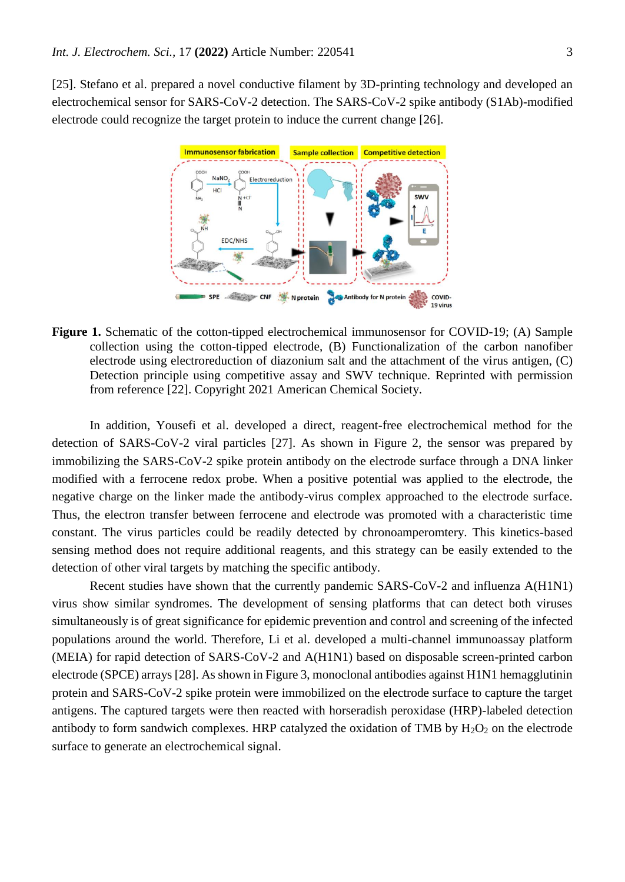[25]. Stefano et al. prepared a novel conductive filament by 3D-printing technology and developed an electrochemical sensor for SARS-CoV-2 detection. The SARS-CoV-2 spike antibody (S1Ab)-modified electrode could recognize the target protein to induce the current change [26].

**Figure 1.** Schematic of the cotton-tipped electrochemical immunosensor for COVID-19; (A) Sample collection using the cotton-tipped electrode, (B) Functionalization of the carbon nanofiber electrode using electroreduction of diazonium salt and the attachment of the virus antigen, (C) Detection principle using competitive assay and SWV technique. Reprinted with permission from reference [22]. Copyright 2021 American Chemical Society.

In addition, Yousefi et al. developed a direct, reagent-free electrochemical method for the detection of SARS-CoV-2 viral particles [27]. As shown in Figure 2, the sensor was prepared by immobilizing the SARS-CoV-2 spike protein antibody on the electrode surface through a DNA linker modified with a ferrocene redox probe. When a positive potential was applied to the electrode, the negative charge on the linker made the antibody-virus complex approached to the electrode surface. Thus, the electron transfer between ferrocene and electrode was promoted with a characteristic time constant. The virus particles could be readily detected by chronoamperomtery. This kinetics-based sensing method does not require additional reagents, and this strategy can be easily extended to the detection of other viral targets by matching the specific antibody.

Recent studies have shown that the currently pandemic SARS-CoV-2 and influenza A(H1N1) virus show similar syndromes. The development of sensing platforms that can detect both viruses simultaneously is of great significance for epidemic prevention and control and screening of the infected populations around the world. Therefore, Li et al. developed a multi-channel immunoassay platform (MEIA) for rapid detection of SARS-CoV-2 and A(H1N1) based on disposable screen-printed carbon electrode (SPCE) arrays [28]. As shown in Figure 3, monoclonal antibodies against H1N1 hemagglutinin protein and SARS-CoV-2 spike protein were immobilized on the electrode surface to capture the target antigens. The captured targets were then reacted with horseradish peroxidase (HRP)-labeled detection antibody to form sandwich complexes. HRP catalyzed the oxidation of TMB by $H_2O_2$ on the electrode surface to generate an electrochemical signal.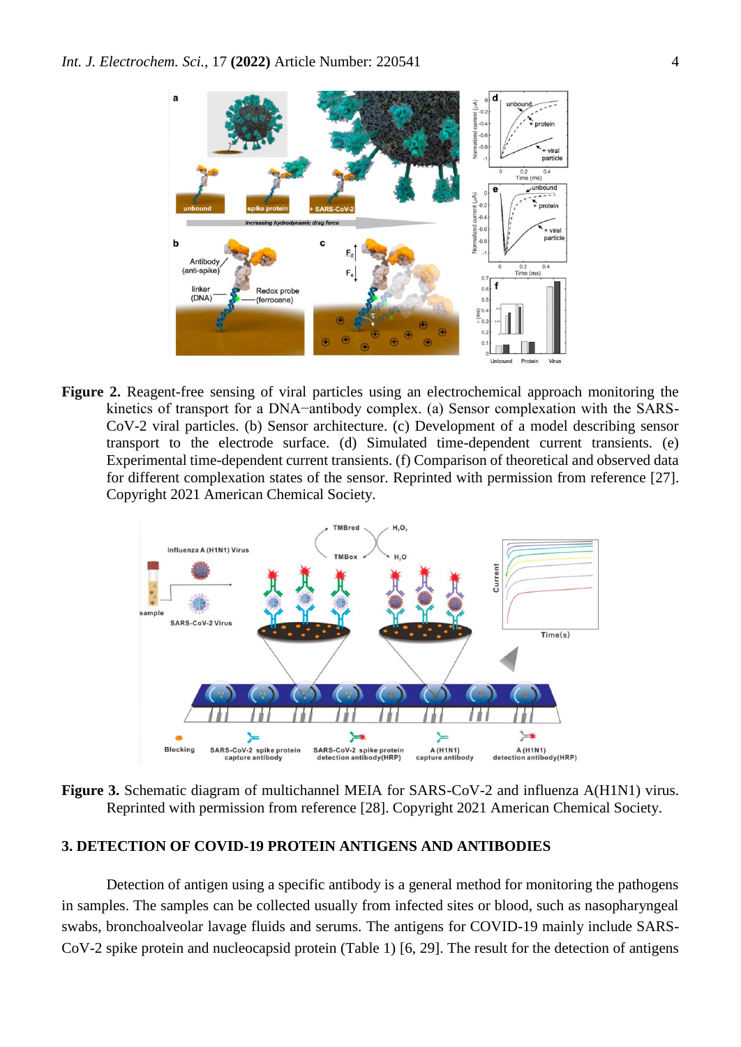**Figure 2.** Reagent-free sensing of viral particles using an electrochemical approach monitoring the kinetics of transport for a DNA−antibody complex. (a) Sensor complexation with the SARS-CoV-2 viral particles. (b) Sensor architecture. (c) Development of a model describing sensor transport to the electrode surface. (d) Simulated time-dependent current transients. (e) Experimental time-dependent current transients. (f) Comparison of theoretical and observed data for different complexation states of the sensor. Reprinted with permission from reference [27]. Copyright 2021 American Chemical Society.

**Figure 3.** Schematic diagram of multichannel MEIA for SARS-CoV-2 and influenza A(H1N1) virus. Reprinted with permission from reference [28]. Copyright 2021 American Chemical Society.

## 3. DETECTION OF COVID-19 PROTEIN ANTIGENS AND ANTIBODIES

Detection of antigen using a specific antibody is a general method for monitoring the pathogens in samples. The samples can be collected usually from infected sites or blood, such as nasopharyngeal swabs, bronchoalveolar lavage fluids and serums. The antigens for COVID-19 mainly include SARS-CoV-2 spike protein and nucleocapsid protein (Table 1) [6, 29]. The result for the detection of antigens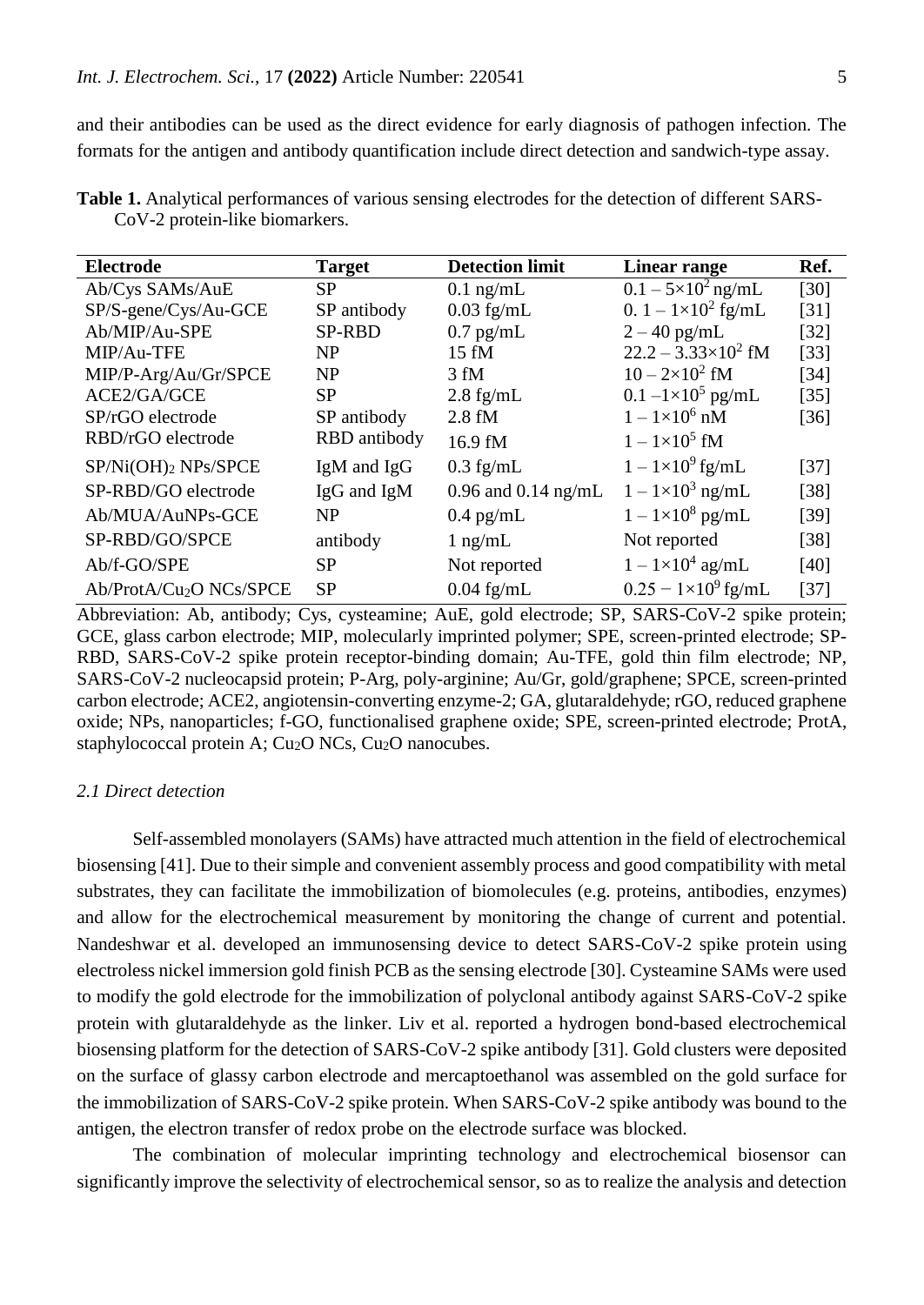and their antibodies can be used as the direct evidence for early diagnosis of pathogen infection. The formats for the antigen and antibody quantification include direct detection and sandwich-type assay.

**Table 1.** Analytical performances of various sensing electrodes for the detection of different SARS-CoV-2 protein-like biomarkers.

| Electrode | Target | Detection limit | Linear range | Ref. |
|---|---|---|---|---|
| Ab/Cys SAMs/AuE | SP | 0.1 ng/mL | $0.1 - 5{\times}10^2$ ng/mL | [30] |
| SP/S-gene/Cys/Au-GCE | SP antibody | 0.03 fg/mL | $0.\ 1 - 1{\times}10^2$ fg/mL | [31] |
| Ab/MIP/Au-SPE | SP-RBD | 0.7 pg/mL | 2 – 40 pg/mL | [32] |
| MIP/Au-TFE | NP | 15 fM | $22.2 - 3.33{\times}10^2$ fM | [33] |
| MIP/P-Arg/Au/Gr/SPCE | NP | 3 fM | $10 - 2{\times}10^2$ fM | [34] |
| ACE2/GA/GCE | SP | 2.8 fg/mL | $0.1 - 1{\times}10^5$ pg/mL | [35] |
| SP/rGO electrode | SP antibody | 2.8 fM | $1 - 1{\times}10^6$ nM | [36] |
| RBD/rGO electrode | RBD antibody | 16.9 fM | $1 - 1{\times}10^5$ fM | |
| SP/$Ni(OH)_2$ NPs/SPCE | IgM and IgG | 0.3 fg/mL | $1 - 1{\times}10^9$ fg/mL | [37] |
| SP-RBD/GO electrode | IgG and IgM | 0.96 and 0.14 ng/mL | $1 - 1{\times}10^3$ ng/mL | [38] |
| Ab/MUA/AuNPs-GCE | NP | 0.4 pg/mL | $1 - 1{\times}10^8$ pg/mL | [39] |
| SP-RBD/GO/SPCE | antibody | 1 ng/mL | Not reported | [38] |
| Ab/f-GO/SPE | SP | Not reported | $1 - 1{\times}10^4$ ag/mL | [40] |
| Ab/ProtA/$Cu_2O$ NCs/SPCE | SP | 0.04 fg/mL | $0.25 - 1{\times}10^9$ fg/mL | [37] |

Abbreviation: Ab, antibody; Cys, cysteamine; AuE, gold electrode; SP, SARS-CoV-2 spike protein; GCE, glass carbon electrode; MIP, molecularly imprinted polymer; SPE, screen-printed electrode; SP-RBD, SARS-CoV-2 spike protein receptor-binding domain; Au-TFE, gold thin film electrode; NP, SARS-CoV-2 nucleocapsid protein; P-Arg, poly-arginine; Au/Gr, gold/graphene; SPCE, screen-printed carbon electrode; ACE2, angiotensin-converting enzyme-2; GA, glutaraldehyde; rGO, reduced graphene oxide; NPs, nanoparticles; f-GO, functionalised graphene oxide; SPE, screen-printed electrode; ProtA, staphylococcal protein A; $Cu_2O$ NCs, $Cu_2O$ nanocubes.

### *2.1 Direct detection*

Self-assembled monolayers (SAMs) have attracted much attention in the field of electrochemical biosensing [41]. Due to their simple and convenient assembly process and good compatibility with metal substrates, they can facilitate the immobilization of biomolecules (e.g. proteins, antibodies, enzymes) and allow for the electrochemical measurement by monitoring the change of current and potential. Nandeshwar et al. developed an immunosensing device to detect SARS-CoV-2 spike protein using electroless nickel immersion gold finish PCB as the sensing electrode [30]. Cysteamine SAMs were used to modify the gold electrode for the immobilization of polyclonal antibody against SARS-CoV-2 spike protein with glutaraldehyde as the linker. Liv et al. reported a hydrogen bond-based electrochemical biosensing platform for the detection of SARS-CoV-2 spike antibody [31]. Gold clusters were deposited on the surface of glassy carbon electrode and mercaptoethanol was assembled on the gold surface for the immobilization of SARS-CoV-2 spike protein. When SARS-CoV-2 spike antibody was bound to the antigen, the electron transfer of redox probe on the electrode surface was blocked.

The combination of molecular imprinting technology and electrochemical biosensor can significantly improve the selectivity of electrochemical sensor, so as to realize the analysis and detection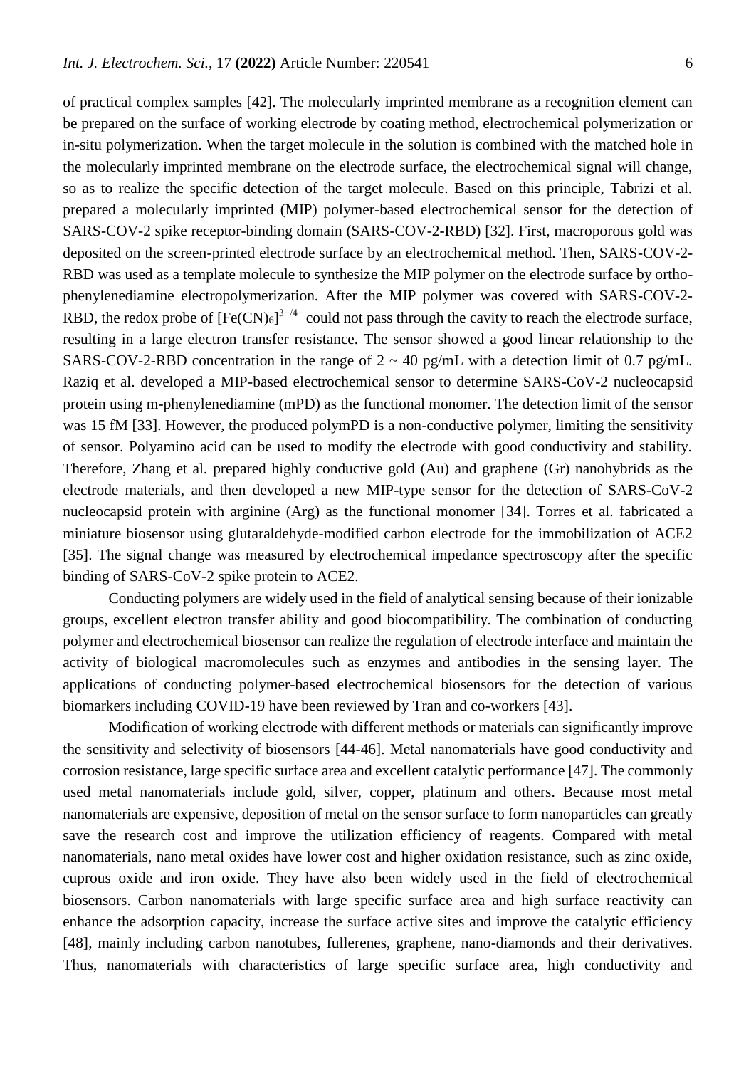of practical complex samples [42]. The molecularly imprinted membrane as a recognition element can be prepared on the surface of working electrode by coating method, electrochemical polymerization or in-situ polymerization. When the target molecule in the solution is combined with the matched hole in the molecularly imprinted membrane on the electrode surface, the electrochemical signal will change, so as to realize the specific detection of the target molecule. Based on this principle, Tabrizi et al. prepared a molecularly imprinted (MIP) polymer-based electrochemical sensor for the detection of SARS-COV-2 spike receptor-binding domain (SARS-COV-2-RBD) [32]. First, macroporous gold was deposited on the screen-printed electrode surface by an electrochemical method. Then, SARS-COV-2-RBD was used as a template molecule to synthesize the MIP polymer on the electrode surface by ortho-phenylenediamine electropolymerization. After the MIP polymer was covered with SARS-COV-2-RBD, the redox probe of $[Fe(CN)_6]^{3-/4-}$ could not pass through the cavity to reach the electrode surface, resulting in a large electron transfer resistance. The sensor showed a good linear relationship to the SARS-COV-2-RBD concentration in the range of 2 ~ 40 pg/mL with a detection limit of 0.7 pg/mL. Raziq et al. developed a MIP-based electrochemical sensor to determine SARS-CoV-2 nucleocapsid protein using m-phenylenediamine (mPD) as the functional monomer. The detection limit of the sensor was 15 fM [33]. However, the produced polymPD is a non-conductive polymer, limiting the sensitivity of sensor. Polyamino acid can be used to modify the electrode with good conductivity and stability. Therefore, Zhang et al. prepared highly conductive gold (Au) and graphene (Gr) nanohybrids as the electrode materials, and then developed a new MIP-type sensor for the detection of SARS-CoV-2 nucleocapsid protein with arginine (Arg) as the functional monomer [34]. Torres et al. fabricated a miniature biosensor using glutaraldehyde-modified carbon electrode for the immobilization of ACE2 [35]. The signal change was measured by electrochemical impedance spectroscopy after the specific binding of SARS-CoV-2 spike protein to ACE2.

Conducting polymers are widely used in the field of analytical sensing because of their ionizable groups, excellent electron transfer ability and good biocompatibility. The combination of conducting polymer and electrochemical biosensor can realize the regulation of electrode interface and maintain the activity of biological macromolecules such as enzymes and antibodies in the sensing layer. The applications of conducting polymer-based electrochemical biosensors for the detection of various biomarkers including COVID-19 have been reviewed by Tran and co-workers [43].

Modification of working electrode with different methods or materials can significantly improve the sensitivity and selectivity of biosensors [44-46]. Metal nanomaterials have good conductivity and corrosion resistance, large specific surface area and excellent catalytic performance [47]. The commonly used metal nanomaterials include gold, silver, copper, platinum and others. Because most metal nanomaterials are expensive, deposition of metal on the sensor surface to form nanoparticles can greatly save the research cost and improve the utilization efficiency of reagents. Compared with metal nanomaterials, nano metal oxides have lower cost and higher oxidation resistance, such as zinc oxide, cuprous oxide and iron oxide. They have also been widely used in the field of electrochemical biosensors. Carbon nanomaterials with large specific surface area and high surface reactivity can enhance the adsorption capacity, increase the surface active sites and improve the catalytic efficiency [48], mainly including carbon nanotubes, fullerenes, graphene, nano-diamonds and their derivatives. Thus, nanomaterials with characteristics of large specific surface area, high conductivity and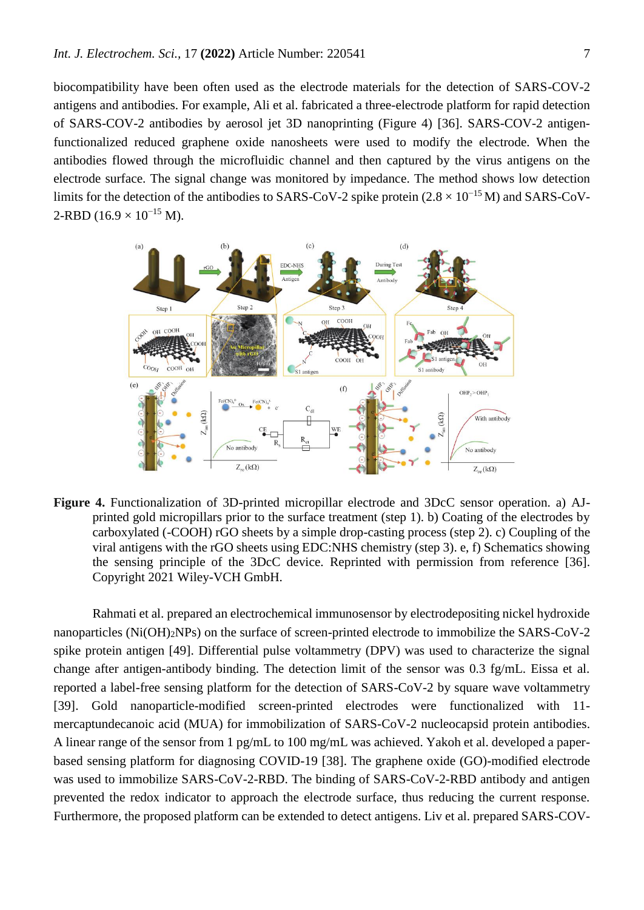biocompatibility have been often used as the electrode materials for the detection of SARS-COV-2 antigens and antibodies. For example, Ali et al. fabricated a three-electrode platform for rapid detection of SARS-COV-2 antibodies by aerosol jet 3D nanoprinting (Figure 4) [36]. SARS-COV-2 antigen-functionalized reduced graphene oxide nanosheets were used to modify the electrode. When the antibodies flowed through the microfluidic channel and then captured by the virus antigens on the electrode surface. The signal change was monitored by impedance. The method shows low detection limits for the detection of the antibodies to SARS-CoV-2 spike protein ($2.8 \times 10^{-15}$ M) and SARS-CoV-2-RBD ($16.9 \times 10^{-15}$ M).

**Figure 4.** Functionalization of 3D-printed micropillar electrode and 3DcC sensor operation. a) AJ-printed gold micropillars prior to the surface treatment (step 1). b) Coating of the electrodes by carboxylated (-COOH) rGO sheets by a simple drop-casting process (step 2). c) Coupling of the viral antigens with the rGO sheets using EDC:NHS chemistry (step 3). e, f) Schematics showing the sensing principle of the 3DcC device. Reprinted with permission from reference [36]. Copyright 2021 Wiley-VCH GmbH.

Rahmati et al. prepared an electrochemical immunosensor by electrodepositing nickel hydroxide nanoparticles ($Ni(OH)_2$NPs) on the surface of screen-printed electrode to immobilize the SARS-CoV-2 spike protein antigen [49]. Differential pulse voltammetry (DPV) was used to characterize the signal change after antigen-antibody binding. The detection limit of the sensor was 0.3 fg/mL. Eissa et al. reported a label-free sensing platform for the detection of SARS-CoV-2 by square wave voltammetry [39]. Gold nanoparticle-modified screen-printed electrodes were functionalized with 11-mercaptundecanoic acid (MUA) for immobilization of SARS-CoV-2 nucleocapsid protein antibodies. A linear range of the sensor from 1 pg/mL to 100 mg/mL was achieved. Yakoh et al. developed a paper-based sensing platform for diagnosing COVID-19 [38]. The graphene oxide (GO)-modified electrode was used to immobilize SARS-CoV-2-RBD. The binding of SARS-CoV-2-RBD antibody and antigen prevented the redox indicator to approach the electrode surface, thus reducing the current response. Furthermore, the proposed platform can be extended to detect antigens. Liv et al. prepared SARS-COV-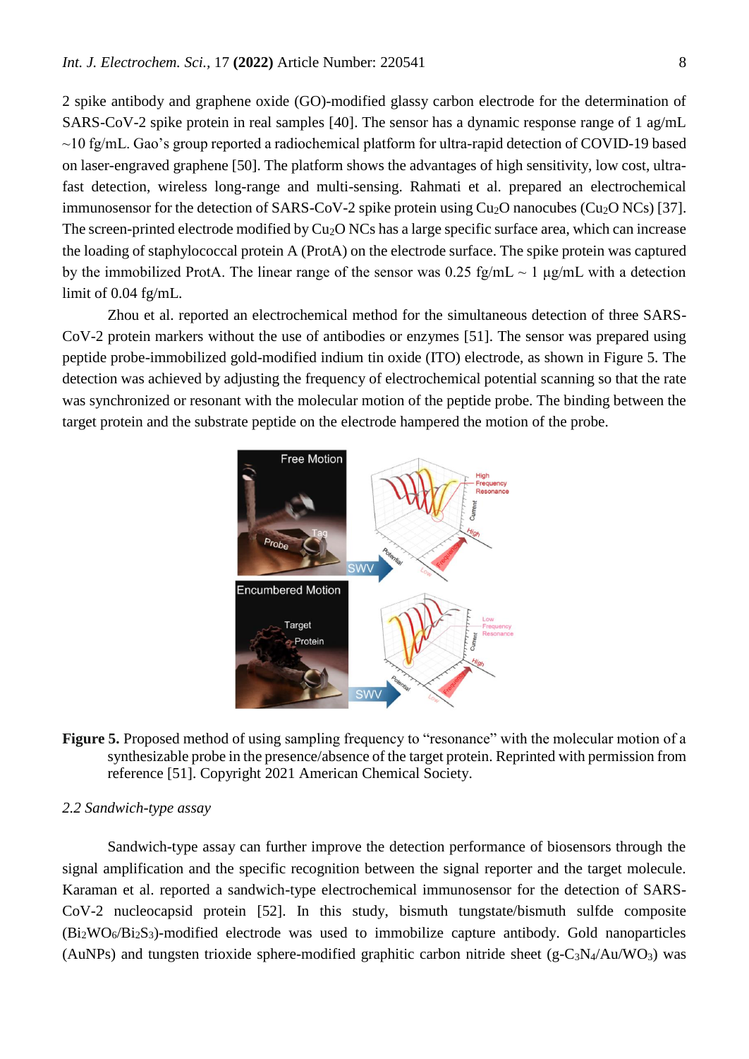2 spike antibody and graphene oxide (GO)-modified glassy carbon electrode for the determination of SARS-CoV-2 spike protein in real samples [40]. The sensor has a dynamic response range of 1 ag/mL ~10 fg/mL. Gao's group reported a radiochemical platform for ultra-rapid detection of COVID-19 based on laser-engraved graphene [50]. The platform shows the advantages of high sensitivity, low cost, ultra-fast detection, wireless long-range and multi-sensing. Rahmati et al. prepared an electrochemical immunosensor for the detection of SARS-CoV-2 spike protein using $Cu_2O$ nanocubes ($Cu_2O$ NCs) [37]. The screen-printed electrode modified by $Cu_2O$ NCs has a large specific surface area, which can increase the loading of staphylococcal protein A (ProtA) on the electrode surface. The spike protein was captured by the immobilized ProtA. The linear range of the sensor was 0.25 fg/mL ~ 1 μg/mL with a detection limit of 0.04 fg/mL.

Zhou et al. reported an electrochemical method for the simultaneous detection of three SARS-CoV-2 protein markers without the use of antibodies or enzymes [51]. The sensor was prepared using peptide probe-immobilized gold-modified indium tin oxide (ITO) electrode, as shown in Figure 5. The detection was achieved by adjusting the frequency of electrochemical potential scanning so that the rate was synchronized or resonant with the molecular motion of the peptide probe. The binding between the target protein and the substrate peptide on the electrode hampered the motion of the probe.

**Figure 5.** Proposed method of using sampling frequency to "resonance" with the molecular motion of a synthesizable probe in the presence/absence of the target protein. Reprinted with permission from reference [51]. Copyright 2021 American Chemical Society.

*2.2 Sandwich-type assay*

Sandwich-type assay can further improve the detection performance of biosensors through the signal amplification and the specific recognition between the signal reporter and the target molecule. Karaman et al. reported a sandwich-type electrochemical immunosensor for the detection of SARS-CoV-2 nucleocapsid protein [52]. In this study, bismuth tungstate/bismuth sulfde composite ($Bi_2WO_6/Bi_2S_3$)-modified electrode was used to immobilize capture antibody. Gold nanoparticles (AuNPs) and tungsten trioxide sphere-modified graphitic carbon nitride sheet ($g\text{-}C_3N_4/Au/WO_3$) was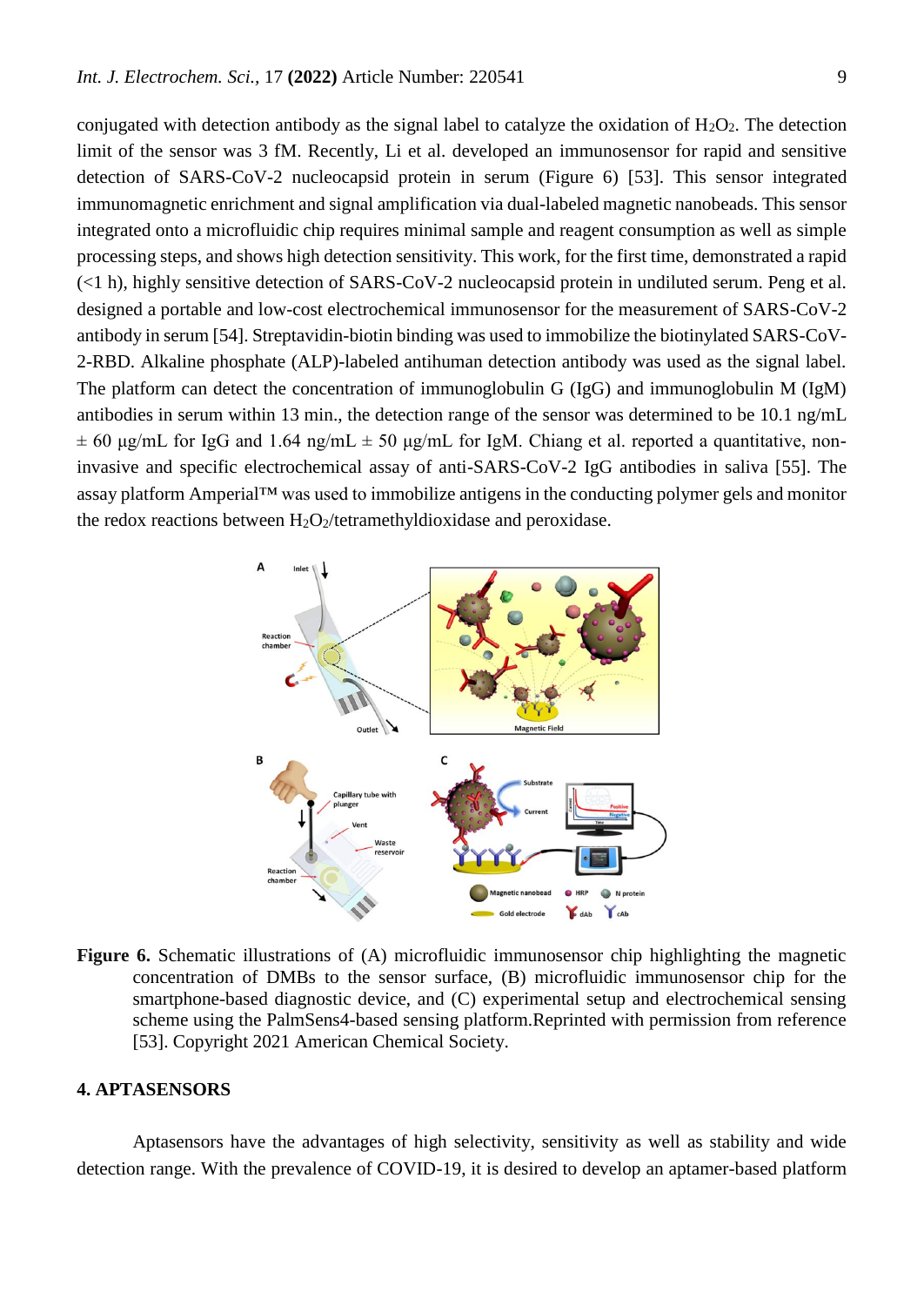conjugated with detection antibody as the signal label to catalyze the oxidation of $H_2O_2$. The detection limit of the sensor was 3 fM. Recently, Li et al. developed an immunosensor for rapid and sensitive detection of SARS-CoV-2 nucleocapsid protein in serum (Figure 6) [53]. This sensor integrated immunomagnetic enrichment and signal amplification via dual-labeled magnetic nanobeads. This sensor integrated onto a microfluidic chip requires minimal sample and reagent consumption as well as simple processing steps, and shows high detection sensitivity. This work, for the first time, demonstrated a rapid (<1 h), highly sensitive detection of SARS-CoV-2 nucleocapsid protein in undiluted serum. Peng et al. designed a portable and low-cost electrochemical immunosensor for the measurement of SARS-CoV-2 antibody in serum [54]. Streptavidin-biotin binding was used to immobilize the biotinylated SARS-CoV-2-RBD. Alkaline phosphate (ALP)-labeled antihuman detection antibody was used as the signal label. The platform can detect the concentration of immunoglobulin G (IgG) and immunoglobulin M (IgM) antibodies in serum within 13 min., the detection range of the sensor was determined to be 10.1 ng/mL ± 60 µg/mL for IgG and 1.64 ng/mL ± 50 µg/mL for IgM. Chiang et al. reported a quantitative, non-invasive and specific electrochemical assay of anti-SARS-CoV-2 IgG antibodies in saliva [55]. The assay platform Amperial™ was used to immobilize antigens in the conducting polymer gels and monitor the redox reactions between $H_2O_2$/tetramethyldioxidase and peroxidase.

**Figure 6.** Schematic illustrations of (A) microfluidic immunosensor chip highlighting the magnetic concentration of DMBs to the sensor surface, (B) microfluidic immunosensor chip for the smartphone-based diagnostic device, and (C) experimental setup and electrochemical sensing scheme using the PalmSens4-based sensing platform.Reprinted with permission from reference [53]. Copyright 2021 American Chemical Society.

## 4. APTASENSORS

Aptasensors have the advantages of high selectivity, sensitivity as well as stability and wide detection range. With the prevalence of COVID-19, it is desired to develop an aptamer-based platform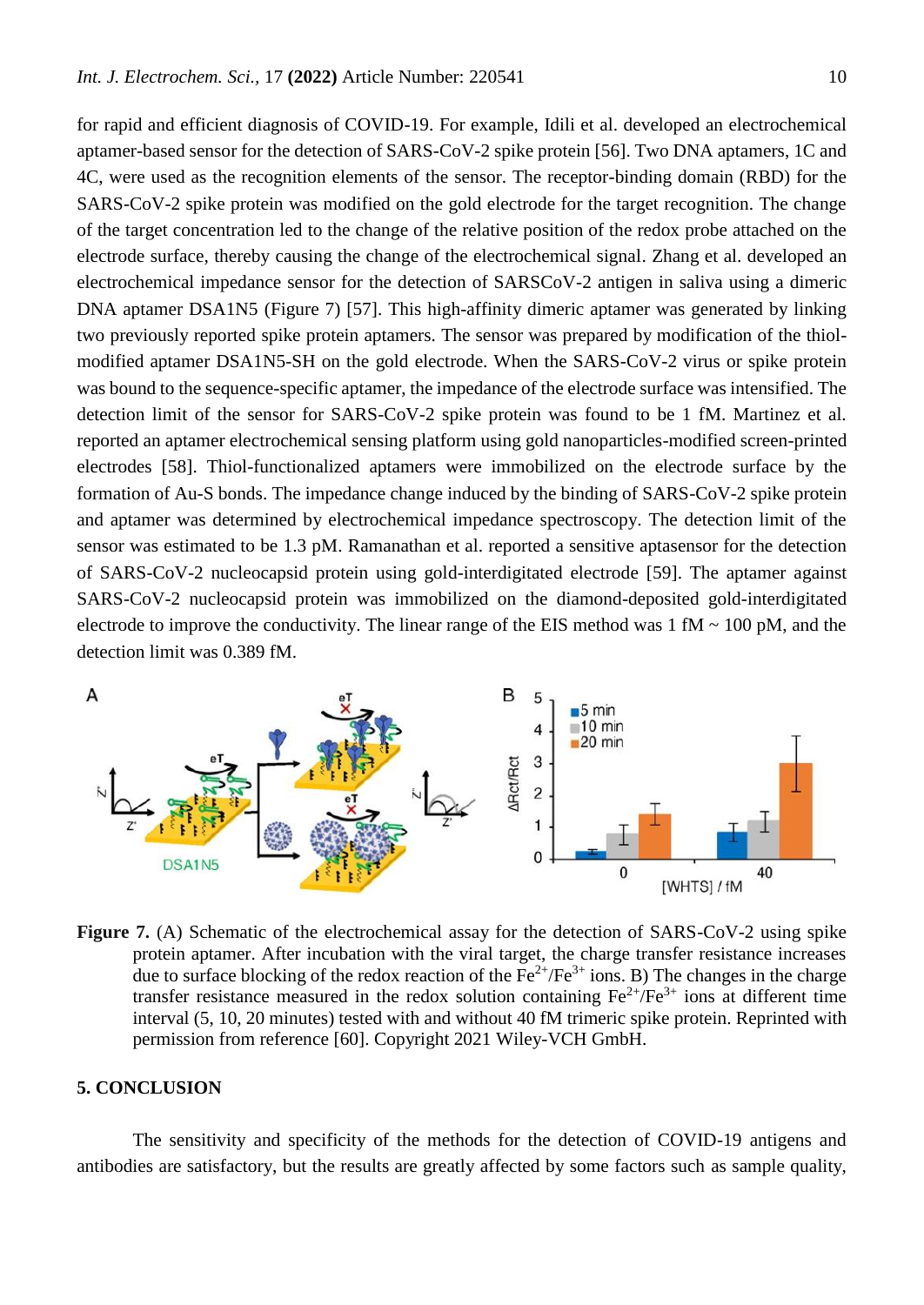for rapid and efficient diagnosis of COVID-19. For example, Idili et al. developed an electrochemical aptamer-based sensor for the detection of SARS-CoV-2 spike protein [56]. Two DNA aptamers, 1C and 4C, were used as the recognition elements of the sensor. The receptor-binding domain (RBD) for the SARS-CoV-2 spike protein was modified on the gold electrode for the target recognition. The change of the target concentration led to the change of the relative position of the redox probe attached on the electrode surface, thereby causing the change of the electrochemical signal. Zhang et al. developed an electrochemical impedance sensor for the detection of SARSCoV-2 antigen in saliva using a dimeric DNA aptamer DSA1N5 (Figure 7) [57]. This high-affinity dimeric aptamer was generated by linking two previously reported spike protein aptamers. The sensor was prepared by modification of the thiol-modified aptamer DSA1N5-SH on the gold electrode. When the SARS-CoV-2 virus or spike protein was bound to the sequence-specific aptamer, the impedance of the electrode surface was intensified. The detection limit of the sensor for SARS-CoV-2 spike protein was found to be 1 fM. Martinez et al. reported an aptamer electrochemical sensing platform using gold nanoparticles-modified screen-printed electrodes [58]. Thiol-functionalized aptamers were immobilized on the electrode surface by the formation of Au-S bonds. The impedance change induced by the binding of SARS-CoV-2 spike protein and aptamer was determined by electrochemical impedance spectroscopy. The detection limit of the sensor was estimated to be 1.3 pM. Ramanathan et al. reported a sensitive aptasensor for the detection of SARS-CoV-2 nucleocapsid protein using gold-interdigitated electrode [59]. The aptamer against SARS-CoV-2 nucleocapsid protein was immobilized on the diamond-deposited gold-interdigitated electrode to improve the conductivity. The linear range of the EIS method was 1 fM ~ 100 pM, and the detection limit was 0.389 fM.

**Figure 7.** (A) Schematic of the electrochemical assay for the detection of SARS-CoV-2 using spike protein aptamer. After incubation with the viral target, the charge transfer resistance increases due to surface blocking of the redox reaction of the $Fe^{2+}/Fe^{3+}$ ions. B) The changes in the charge transfer resistance measured in the redox solution containing $Fe^{2+}/Fe^{3+}$ ions at different time interval (5, 10, 20 minutes) tested with and without 40 fM trimeric spike protein. Reprinted with permission from reference [60]. Copyright 2021 Wiley-VCH GmbH.

## 5. CONCLUSION

The sensitivity and specificity of the methods for the detection of COVID-19 antigens and antibodies are satisfactory, but the results are greatly affected by some factors such as sample quality,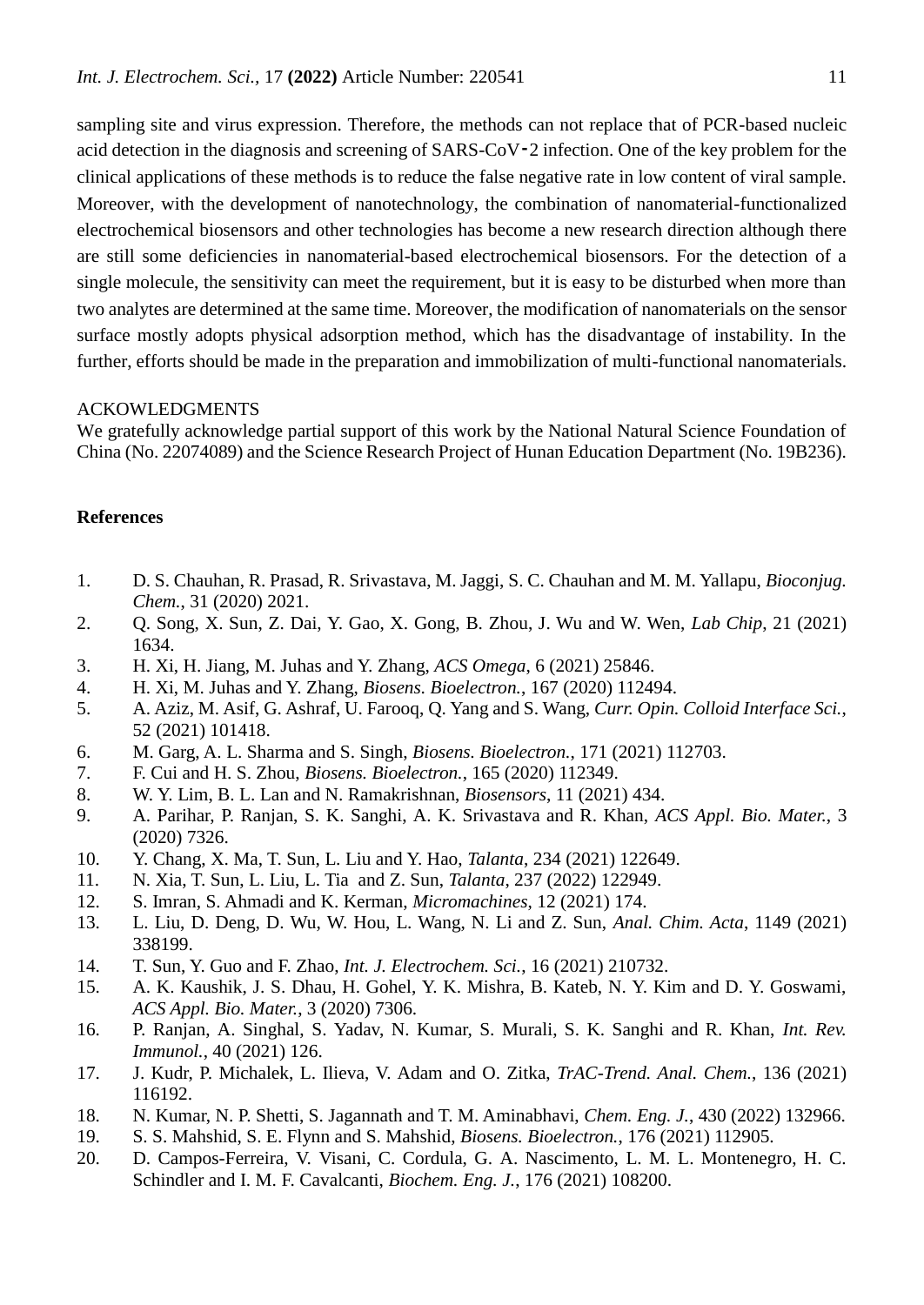sampling site and virus expression. Therefore, the methods can not replace that of PCR-based nucleic acid detection in the diagnosis and screening of SARS-CoV-2 infection. One of the key problem for the clinical applications of these methods is to reduce the false negative rate in low content of viral sample. Moreover, with the development of nanotechnology, the combination of nanomaterial-functionalized electrochemical biosensors and other technologies has become a new research direction although there are still some deficiencies in nanomaterial-based electrochemical biosensors. For the detection of a single molecule, the sensitivity can meet the requirement, but it is easy to be disturbed when more than two analytes are determined at the same time. Moreover, the modification of nanomaterials on the sensor surface mostly adopts physical adsorption method, which has the disadvantage of instability. In the further, efforts should be made in the preparation and immobilization of multi-functional nanomaterials.

ACKOWLEDGMENTS

We gratefully acknowledge partial support of this work by the National Natural Science Foundation of China (No. 22074089) and the Science Research Project of Hunan Education Department (No. 19B236).

## References

1. D. S. Chauhan, R. Prasad, R. Srivastava, M. Jaggi, S. C. Chauhan and M. M. Yallapu, *Bioconjug. Chem.*, 31 (2020) 2021.
2. Q. Song, X. Sun, Z. Dai, Y. Gao, X. Gong, B. Zhou, J. Wu and W. Wen, *Lab Chip*, 21 (2021) 1634.
3. H. Xi, H. Jiang, M. Juhas and Y. Zhang, *ACS Omega*, 6 (2021) 25846.
4. H. Xi, M. Juhas and Y. Zhang, *Biosens. Bioelectron.*, 167 (2020) 112494.
5. A. Aziz, M. Asif, G. Ashraf, U. Farooq, Q. Yang and S. Wang, *Curr. Opin. Colloid Interface Sci.*, 52 (2021) 101418.
6. M. Garg, A. L. Sharma and S. Singh, *Biosens. Bioelectron.*, 171 (2021) 112703.
7. F. Cui and H. S. Zhou, *Biosens. Bioelectron.*, 165 (2020) 112349.
8. W. Y. Lim, B. L. Lan and N. Ramakrishnan, *Biosensors*, 11 (2021) 434.
9. A. Parihar, P. Ranjan, S. K. Sanghi, A. K. Srivastava and R. Khan, *ACS Appl. Bio. Mater.*, 3 (2020) 7326.
10. Y. Chang, X. Ma, T. Sun, L. Liu and Y. Hao, *Talanta*, 234 (2021) 122649.
11. N. Xia, T. Sun, L. Liu, L. Tia and Z. Sun, *Talanta*, 237 (2022) 122949.
12. S. Imran, S. Ahmadi and K. Kerman, *Micromachines*, 12 (2021) 174.
13. L. Liu, D. Deng, D. Wu, W. Hou, L. Wang, N. Li and Z. Sun, *Anal. Chim. Acta*, 1149 (2021) 338199.
14. T. Sun, Y. Guo and F. Zhao, *Int. J. Electrochem. Sci.*, 16 (2021) 210732.
15. A. K. Kaushik, J. S. Dhau, H. Gohel, Y. K. Mishra, B. Kateb, N. Y. Kim and D. Y. Goswami, *ACS Appl. Bio. Mater.*, 3 (2020) 7306.
16. P. Ranjan, A. Singhal, S. Yadav, N. Kumar, S. Murali, S. K. Sanghi and R. Khan, *Int. Rev. Immunol.*, 40 (2021) 126.
17. J. Kudr, P. Michalek, L. Ilieva, V. Adam and O. Zitka, *TrAC-Trend. Anal. Chem.*, 136 (2021) 116192.
18. N. Kumar, N. P. Shetti, S. Jagannath and T. M. Aminabhavi, *Chem. Eng. J.*, 430 (2022) 132966.
19. S. S. Mahshid, S. E. Flynn and S. Mahshid, *Biosens. Bioelectron.*, 176 (2021) 112905.
20. D. Campos-Ferreira, V. Visani, C. Cordula, G. A. Nascimento, L. M. L. Montenegro, H. C. Schindler and I. M. F. Cavalcanti, *Biochem. Eng. J.*, 176 (2021) 108200.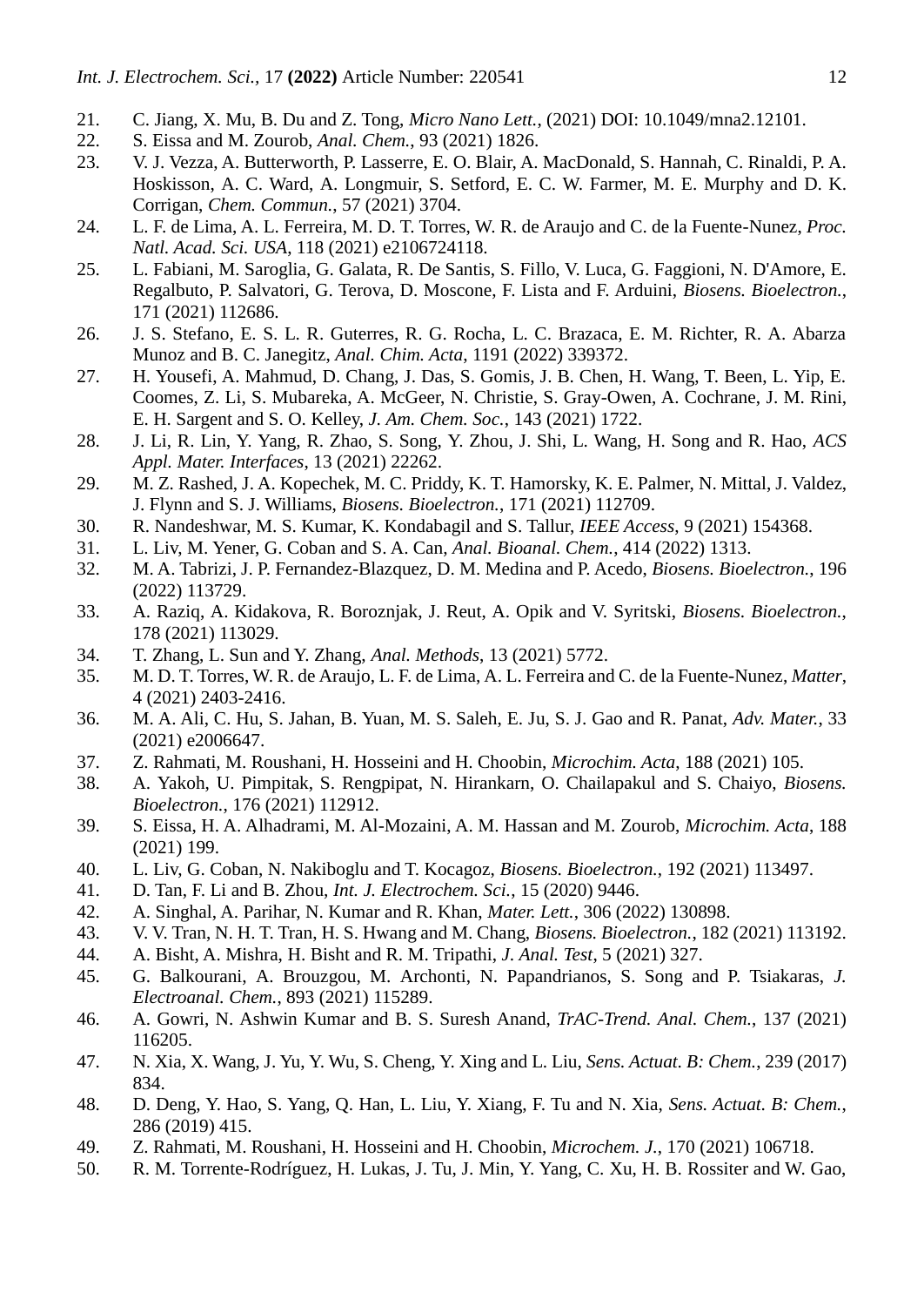21. C. Jiang, X. Mu, B. Du and Z. Tong, *Micro Nano Lett.*, (2021) DOI: 10.1049/mna2.12101.
22. S. Eissa and M. Zourob, *Anal. Chem.*, 93 (2021) 1826.
23. V. J. Vezza, A. Butterworth, P. Lasserre, E. O. Blair, A. MacDonald, S. Hannah, C. Rinaldi, P. A. Hoskisson, A. C. Ward, A. Longmuir, S. Setford, E. C. W. Farmer, M. E. Murphy and D. K. Corrigan, *Chem. Commun.*, 57 (2021) 3704.
24. L. F. de Lima, A. L. Ferreira, M. D. T. Torres, W. R. de Araujo and C. de la Fuente-Nunez, *Proc. Natl. Acad. Sci. USA*, 118 (2021) e2106724118.
25. L. Fabiani, M. Saroglia, G. Galata, R. De Santis, S. Fillo, V. Luca, G. Faggioni, N. D'Amore, E. Regalbuto, P. Salvatori, G. Terova, D. Moscone, F. Lista and F. Arduini, *Biosens. Bioelectron.*, 171 (2021) 112686.
26. J. S. Stefano, E. S. L. R. Guterres, R. G. Rocha, L. C. Brazaca, E. M. Richter, R. A. Abarza Munoz and B. C. Janegitz, *Anal. Chim. Acta*, 1191 (2022) 339372.
27. H. Yousefi, A. Mahmud, D. Chang, J. Das, S. Gomis, J. B. Chen, H. Wang, T. Been, L. Yip, E. Coomes, Z. Li, S. Mubareka, A. McGeer, N. Christie, S. Gray-Owen, A. Cochrane, J. M. Rini, E. H. Sargent and S. O. Kelley, *J. Am. Chem. Soc.*, 143 (2021) 1722.
28. J. Li, R. Lin, Y. Yang, R. Zhao, S. Song, Y. Zhou, J. Shi, L. Wang, H. Song and R. Hao, *ACS Appl. Mater. Interfaces*, 13 (2021) 22262.
29. M. Z. Rashed, J. A. Kopechek, M. C. Priddy, K. T. Hamorsky, K. E. Palmer, N. Mittal, J. Valdez, J. Flynn and S. J. Williams, *Biosens. Bioelectron.*, 171 (2021) 112709.
30. R. Nandeshwar, M. S. Kumar, K. Kondabagil and S. Tallur, *IEEE Access*, 9 (2021) 154368.
31. L. Liv, M. Yener, G. Coban and S. A. Can, *Anal. Bioanal. Chem.*, 414 (2022) 1313.
32. M. A. Tabrizi, J. P. Fernandez-Blazquez, D. M. Medina and P. Acedo, *Biosens. Bioelectron.*, 196 (2022) 113729.
33. A. Raziq, A. Kidakova, R. Boroznjak, J. Reut, A. Opik and V. Syritski, *Biosens. Bioelectron.*, 178 (2021) 113029.
34. T. Zhang, L. Sun and Y. Zhang, *Anal. Methods*, 13 (2021) 5772.
35. M. D. T. Torres, W. R. de Araujo, L. F. de Lima, A. L. Ferreira and C. de la Fuente-Nunez, *Matter*, 4 (2021) 2403-2416.
36. M. A. Ali, C. Hu, S. Jahan, B. Yuan, M. S. Saleh, E. Ju, S. J. Gao and R. Panat, *Adv. Mater.*, 33 (2021) e2006647.
37. Z. Rahmati, M. Roushani, H. Hosseini and H. Choobin, *Microchim. Acta*, 188 (2021) 105.
38. A. Yakoh, U. Pimpitak, S. Rengpipat, N. Hirankarn, O. Chailapakul and S. Chaiyo, *Biosens. Bioelectron.*, 176 (2021) 112912.
39. S. Eissa, H. A. Alhadrami, M. Al-Mozaini, A. M. Hassan and M. Zourob, *Microchim. Acta*, 188 (2021) 199.
40. L. Liv, G. Coban, N. Nakiboglu and T. Kocagoz, *Biosens. Bioelectron.*, 192 (2021) 113497.
41. D. Tan, F. Li and B. Zhou, *Int. J. Electrochem. Sci.*, 15 (2020) 9446.
42. A. Singhal, A. Parihar, N. Kumar and R. Khan, *Mater. Lett.*, 306 (2022) 130898.
43. V. V. Tran, N. H. T. Tran, H. S. Hwang and M. Chang, *Biosens. Bioelectron.*, 182 (2021) 113192.
44. A. Bisht, A. Mishra, H. Bisht and R. M. Tripathi, *J. Anal. Test*, 5 (2021) 327.
45. G. Balkourani, A. Brouzgou, M. Archonti, N. Papandrianos, S. Song and P. Tsiakaras, *J. Electroanal. Chem.*, 893 (2021) 115289.
46. A. Gowri, N. Ashwin Kumar and B. S. Suresh Anand, *TrAC-Trend. Anal. Chem.*, 137 (2021) 116205.
47. N. Xia, X. Wang, J. Yu, Y. Wu, S. Cheng, Y. Xing and L. Liu, *Sens. Actuat. B: Chem.*, 239 (2017) 834.
48. D. Deng, Y. Hao, S. Yang, Q. Han, L. Liu, Y. Xiang, F. Tu and N. Xia, *Sens. Actuat. B: Chem.*, 286 (2019) 415.
49. Z. Rahmati, M. Roushani, H. Hosseini and H. Choobin, *Microchem. J.*, 170 (2021) 106718.
50. R. M. Torrente-Rodríguez, H. Lukas, J. Tu, J. Min, Y. Yang, C. Xu, H. B. Rossiter and W. Gao,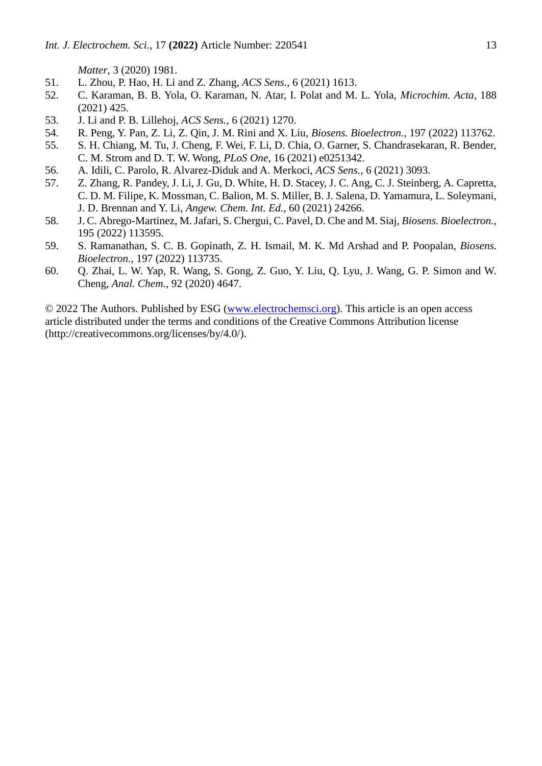*Matter*, 3 (2020) 1981.

51. L. Zhou, P. Hao, H. Li and Z. Zhang, *ACS Sens.*, 6 (2021) 1613.
52. C. Karaman, B. B. Yola, O. Karaman, N. Atar, I. Polat and M. L. Yola, *Microchim. Acta*, 188 (2021) 425.
53. J. Li and P. B. Lillehoj, *ACS Sens.*, 6 (2021) 1270.
54. R. Peng, Y. Pan, Z. Li, Z. Qin, J. M. Rini and X. Liu, *Biosens. Bioelectron.*, 197 (2022) 113762.
55. S. H. Chiang, M. Tu, J. Cheng, F. Wei, F. Li, D. Chia, O. Garner, S. Chandrasekaran, R. Bender, C. M. Strom and D. T. W. Wong, *PLoS One*, 16 (2021) e0251342.
56. A. Idili, C. Parolo, R. Alvarez-Diduk and A. Merkoci, *ACS Sens.*, 6 (2021) 3093.
57. Z. Zhang, R. Pandey, J. Li, J. Gu, D. White, H. D. Stacey, J. C. Ang, C. J. Steinberg, A. Capretta, C. D. M. Filipe, K. Mossman, C. Balion, M. S. Miller, B. J. Salena, D. Yamamura, L. Soleymani, J. D. Brennan and Y. Li, *Angew. Chem. Int. Ed.*, 60 (2021) 24266.
58. J. C. Abrego-Martinez, M. Jafari, S. Chergui, C. Pavel, D. Che and M. Siaj, *Biosens. Bioelectron.*, 195 (2022) 113595.
59. S. Ramanathan, S. C. B. Gopinath, Z. H. Ismail, M. K. Md Arshad and P. Poopalan, *Biosens. Bioelectron.*, 197 (2022) 113735.
60. Q. Zhai, L. W. Yap, R. Wang, S. Gong, Z. Guo, Y. Liu, Q. Lyu, J. Wang, G. P. Simon and W. Cheng, *Anal. Chem.*, 92 (2020) 4647.

© 2022 The Authors. Published by ESG (www.electrochemsci.org). This article is an open access article distributed under the terms and conditions of the Creative Commons Attribution license (http://creativecommons.org/licenses/by/4.0/).